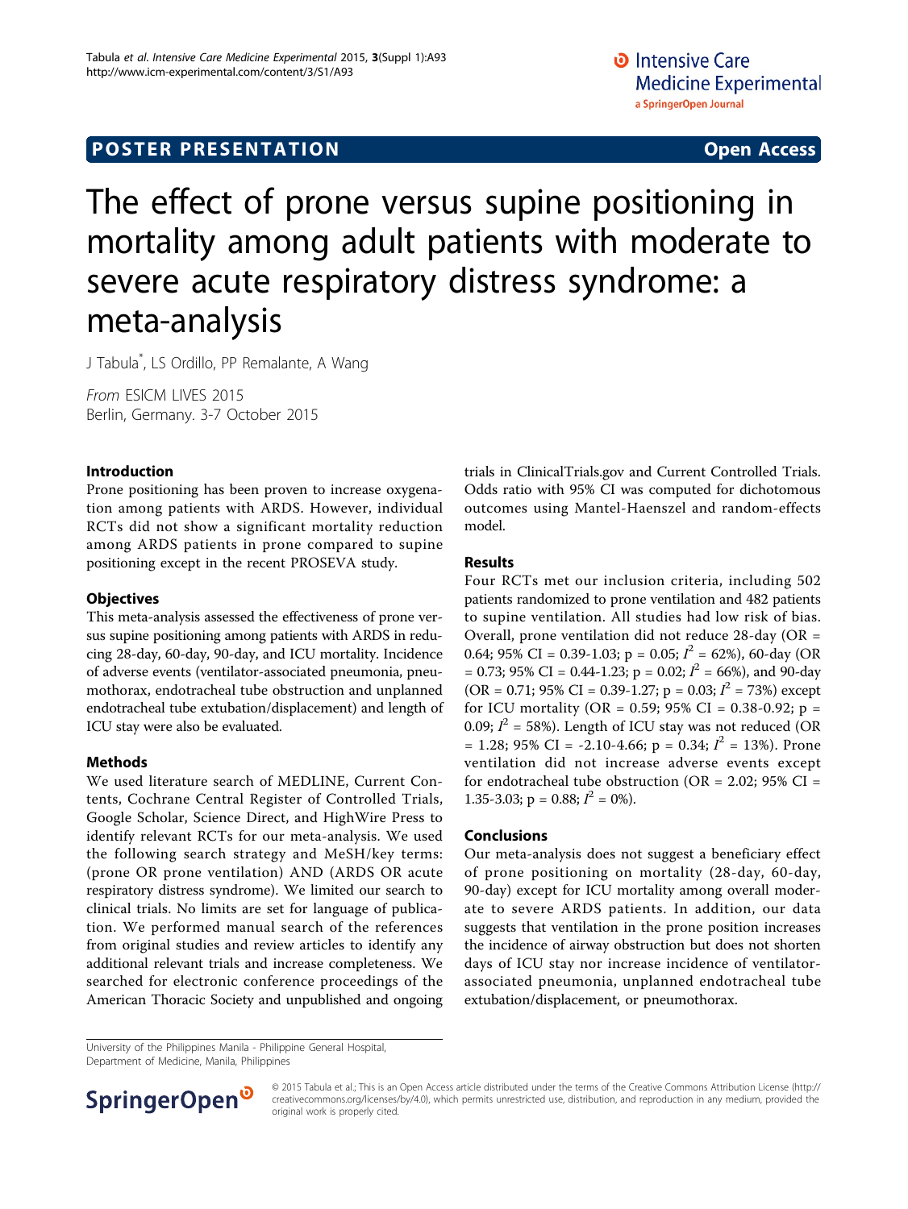POSTER PRESENTATION Open Access

# The effect of prone versus supine positioning in mortality among adult patients with moderate to severe acute respiratory distress syndrome: a meta-analysis

J Tabula*, LS Ordillo, PP Remalante, A Wang

*From* ESICM LIVES 2015
Berlin, Germany. 3-7 October 2015

## Introduction

Prone positioning has been proven to increase oxygenation among patients with ARDS. However, individual RCTs did not show a significant mortality reduction among ARDS patients in prone compared to supine positioning except in the recent PROSEVA study.

## Objectives

This meta-analysis assessed the effectiveness of prone versus supine positioning among patients with ARDS in reducing 28-day, 60-day, 90-day, and ICU mortality. Incidence of adverse events (ventilator-associated pneumonia, pneumothorax, endotracheal tube obstruction and unplanned endotracheal tube extubation/displacement) and length of ICU stay were also be evaluated.

## Methods

We used literature search of MEDLINE, Current Contents, Cochrane Central Register of Controlled Trials, Google Scholar, Science Direct, and HighWire Press to identify relevant RCTs for our meta-analysis. We used the following search strategy and MeSH/key terms: (prone OR prone ventilation) AND (ARDS OR acute respiratory distress syndrome). We limited our search to clinical trials. No limits are set for language of publication. We performed manual search of the references from original studies and review articles to identify any additional relevant trials and increase completeness. We searched for electronic conference proceedings of the American Thoracic Society and unpublished and ongoing trials in ClinicalTrials.gov and Current Controlled Trials. Odds ratio with 95% CI was computed for dichotomous outcomes using Mantel-Haenszel and random-effects model.

## Results

Four RCTs met our inclusion criteria, including 502 patients randomized to prone ventilation and 482 patients to supine ventilation. All studies had low risk of bias. Overall, prone ventilation did not reduce 28-day (OR = 0.64; 95% CI = 0.39-1.03; p = 0.05; $I^2$ = 62%), 60-day (OR = 0.73; 95% CI = 0.44-1.23; p = 0.02; $I^2$ = 66%), and 90-day (OR = 0.71; 95% CI = 0.39-1.27; p = 0.03; $I^2$ = 73%) except for ICU mortality (OR = 0.59; 95% CI = 0.38-0.92; p = 0.09; $I^2$ = 58%). Length of ICU stay was not reduced (OR = 1.28; 95% CI = -2.10-4.66; p = 0.34; $I^2$ = 13%). Prone ventilation did not increase adverse events except for endotracheal tube obstruction (OR = 2.02; 95% CI = 1.35-3.03; p = 0.88; $I^2$ = 0%).

## Conclusions

Our meta-analysis does not suggest a beneficiary effect of prone positioning on mortality (28-day, 60-day, 90-day) except for ICU mortality among overall moderate to severe ARDS patients. In addition, our data suggests that ventilation in the prone position increases the incidence of airway obstruction but does not shorten days of ICU stay nor increase incidence of ventilator-associated pneumonia, unplanned endotracheal tube extubation/displacement, or pneumothorax.

University of the Philippines Manila - Philippine General Hospital, Department of Medicine, Manila, Philippines

© 2015 Tabula et al.; This is an Open Access article distributed under the terms of the Creative Commons Attribution License (http://creativecommons.org/licenses/by/4.0), which permits unrestricted use, distribution, and reproduction in any medium, provided the original work is properly cited.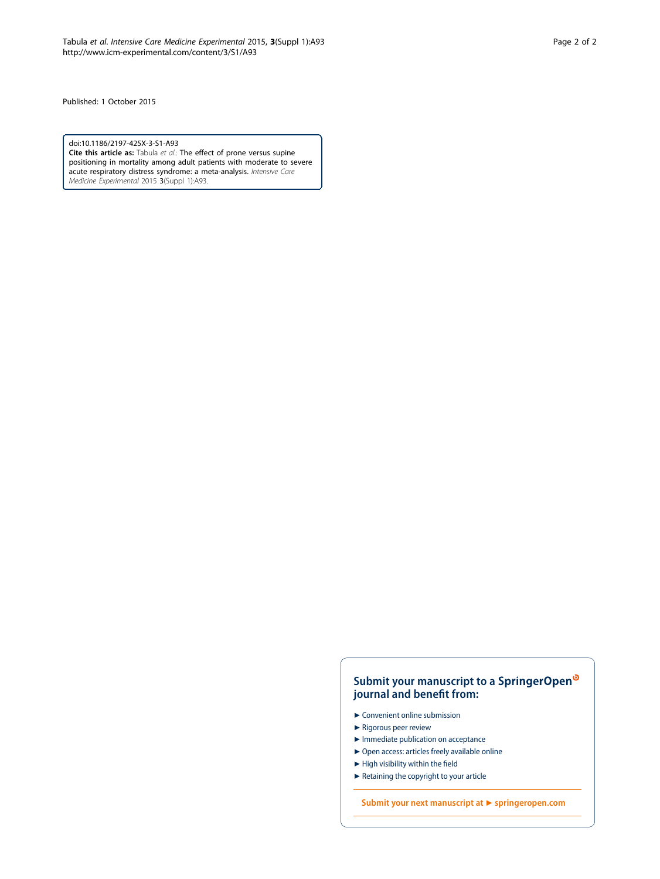Published: 1 October 2015

doi:10.1186/2197-425X-3-S1-A93
**Cite this article as:** Tabula *et al.*: The effect of prone versus supine positioning in mortality among adult patients with moderate to severe acute respiratory distress syndrome: a meta-analysis. *Intensive Care Medicine Experimental* 2015 **3**(Suppl 1):A93.

## Submit your manuscript to a SpringerOpen journal and benefit from:

- ► Convenient online submission
- ► Rigorous peer review
- ► Immediate publication on acceptance
- ► Open access: articles freely available online
- ► High visibility within the field
- ► Retaining the copyright to your article

**Submit your next manuscript at ► springeropen.com**